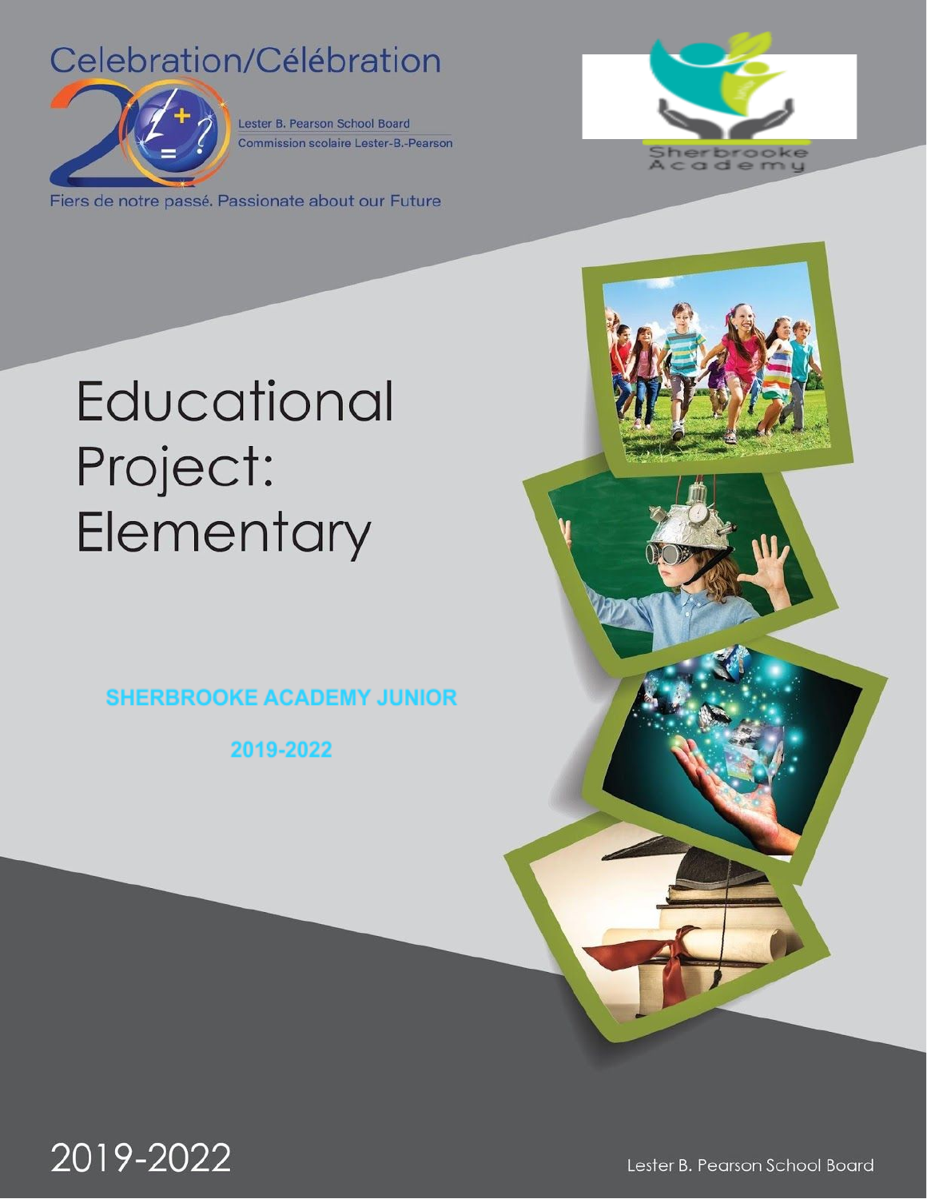Celebration/Célébration

Lester B. Pearson School Board

Commission scolaire Lester-B.-Pearson

Fiers de notre passé. Passionate about our Future

Sherbrooke Academy

# Educational Project: Elementary

**SHERBROOKE ACADEMY JUNIOR**

**2019-2022**

2019-2022

Lester B. Pearson School Board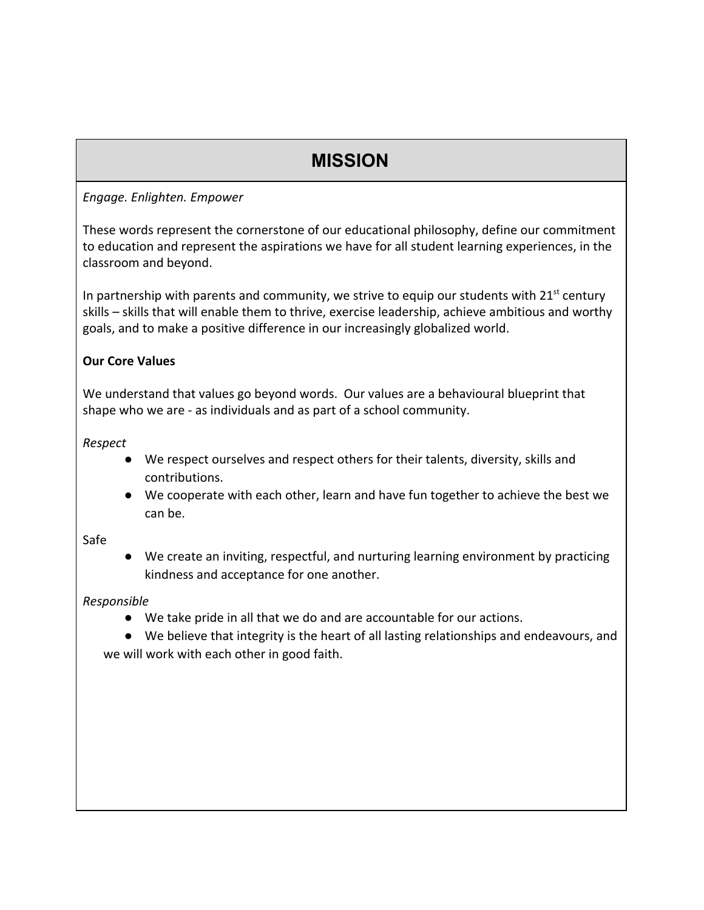# MISSION

*Engage. Enlighten. Empower*

These words represent the cornerstone of our educational philosophy, define our commitment to education and represent the aspirations we have for all student learning experiences, in the classroom and beyond.

In partnership with parents and community, we strive to equip our students with 21st century skills – skills that will enable them to thrive, exercise leadership, achieve ambitious and worthy goals, and to make a positive difference in our increasingly globalized world.

**Our Core Values**

We understand that values go beyond words. Our values are a behavioural blueprint that shape who we are - as individuals and as part of a school community.

*Respect*

- We respect ourselves and respect others for their talents, diversity, skills and contributions.
- We cooperate with each other, learn and have fun together to achieve the best we can be.

Safe

- We create an inviting, respectful, and nurturing learning environment by practicing kindness and acceptance for one another.

*Responsible*

- We take pride in all that we do and are accountable for our actions.
- We believe that integrity is the heart of all lasting relationships and endeavours, and we will work with each other in good faith.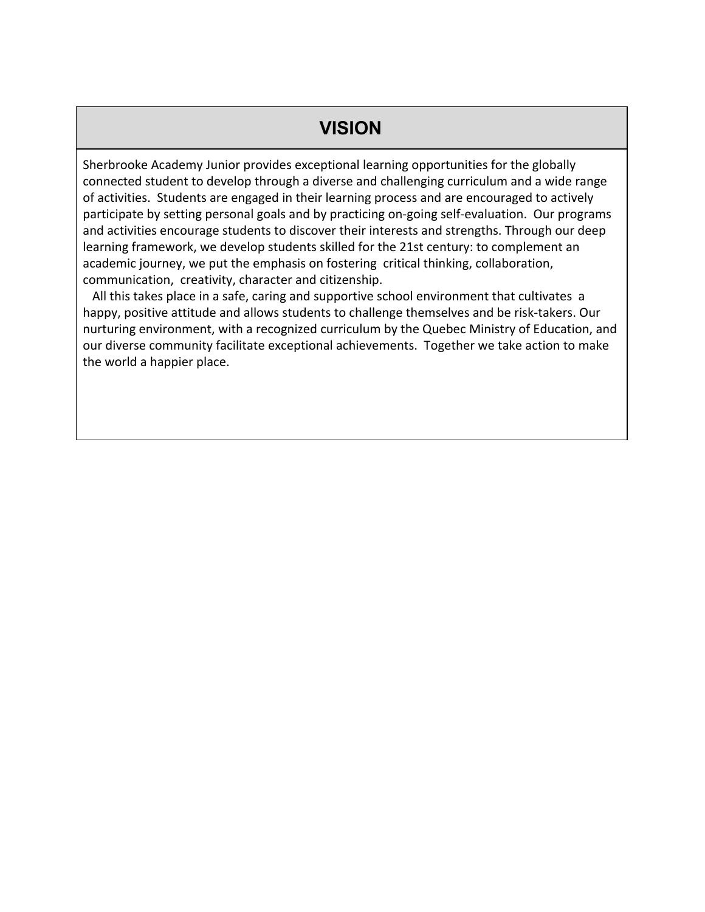## VISION

Sherbrooke Academy Junior provides exceptional learning opportunities for the globally connected student to develop through a diverse and challenging curriculum and a wide range of activities. Students are engaged in their learning process and are encouraged to actively participate by setting personal goals and by practicing on-going self-evaluation. Our programs and activities encourage students to discover their interests and strengths. Through our deep learning framework, we develop students skilled for the 21st century: to complement an academic journey, we put the emphasis on fostering critical thinking, collaboration, communication, creativity, character and citizenship.

All this takes place in a safe, caring and supportive school environment that cultivates a happy, positive attitude and allows students to challenge themselves and be risk-takers. Our nurturing environment, with a recognized curriculum by the Quebec Ministry of Education, and our diverse community facilitate exceptional achievements. Together we take action to make the world a happier place.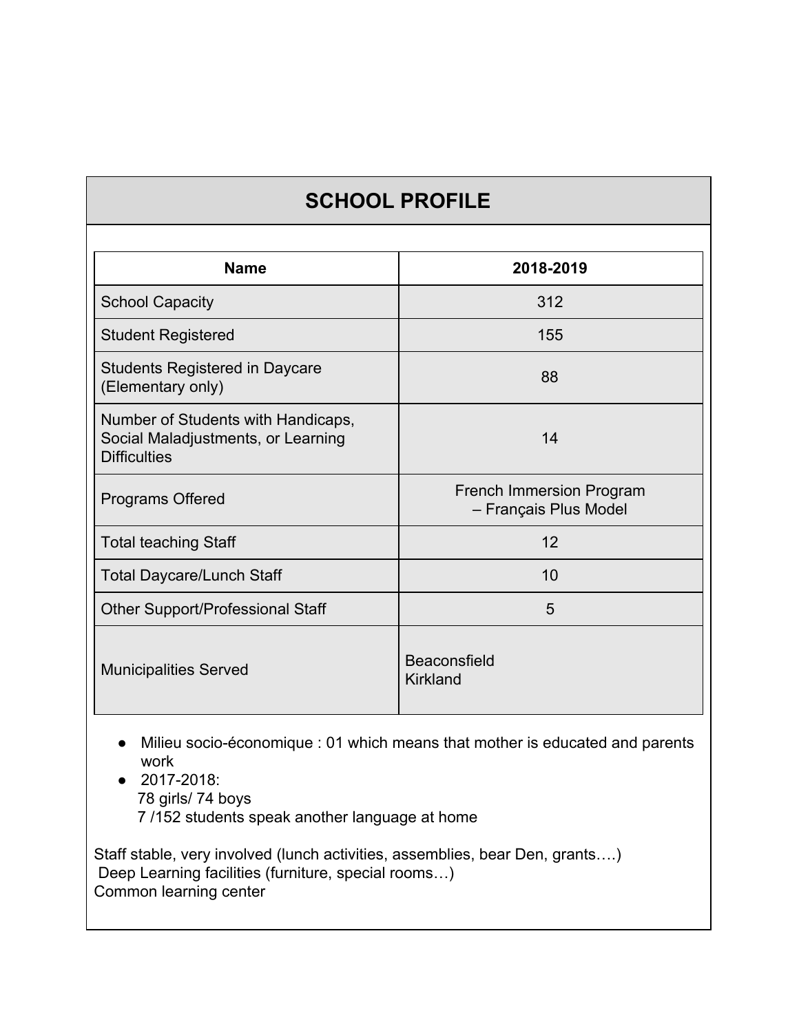# SCHOOL PROFILE

| Name | 2018-2019 |
|---|---|
| School Capacity | 312 |
| Student Registered | 155 |
| Students Registered in Daycare (Elementary only) | 88 |
| Number of Students with Handicaps, Social Maladjustments, or Learning Difficulties | 14 |
| Programs Offered | French Immersion Program – Français Plus Model |
| Total teaching Staff | 12 |
| Total Daycare/Lunch Staff | 10 |
| Other Support/Professional Staff | 5 |
| Municipalities Served | Beaconsfield<br>Kirkland |

- Milieu socio-économique : 01 which means that mother is educated and parents work
- 2017-2018:
  78 girls/ 74 boys
  7 /152 students speak another language at home

Staff stable, very involved (lunch activities, assemblies, bear Den, grants….)
Deep Learning facilities (furniture, special rooms…)
Common learning center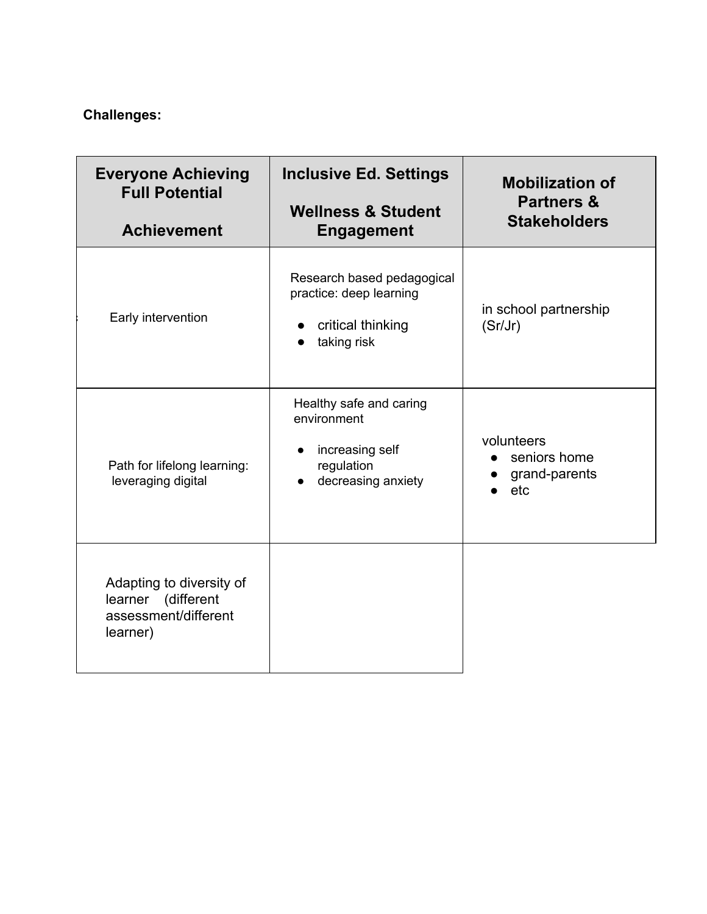**Challenges:**

| Everyone Achieving Full Potential<br><br>Achievement | Inclusive Ed. Settings<br><br>Wellness & Student Engagement | Mobilization of Partners & Stakeholders |
| --- | --- | --- |
| Early intervention | Research based pedagogical practice: deep learning<br>● critical thinking<br>● taking risk | in school partnership (Sr/Jr) |
| Path for lifelong learning: leveraging digital | Healthy safe and caring environment<br>● increasing self regulation<br>● decreasing anxiety | volunteers<br>● seniors home<br>● grand-parents<br>● etc |
| Adapting to diversity of learner (different assessment/different learner) | | |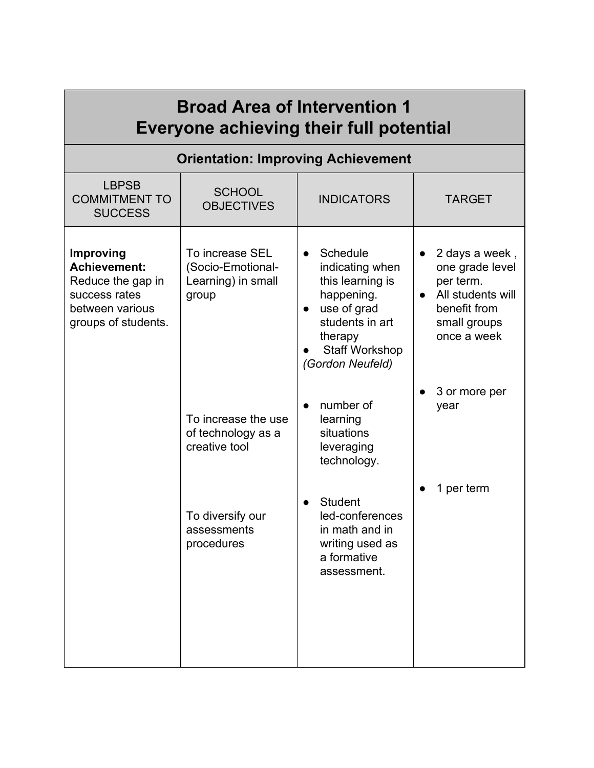| Broad Area of Intervention 1<br>Everyone achieving their full potential | | | |
|---|---|---|---|
| **Orientation: Improving Achievement** | | | |
| LBPSB COMMITMENT TO SUCCESS | SCHOOL OBJECTIVES | INDICATORS | TARGET |
| **Improving Achievement:** Reduce the gap in success rates between various groups of students. | To increase SEL (Socio-Emotional-Learning) in small group | • Schedule indicating when this learning is happening.<br>• use of grad students in art therapy<br>• Staff Workshop *(Gordon Neufeld)* | • 2 days a week , one grade level per term.<br>• All students will benefit from small groups once a week |
| | To increase the use of technology as a creative tool | • number of learning situations leveraging technology. | • 3 or more per year |
| | To diversify our assessments procedures | • Student led-conferences in math and in writing used as a formative assessment. | • 1 per term |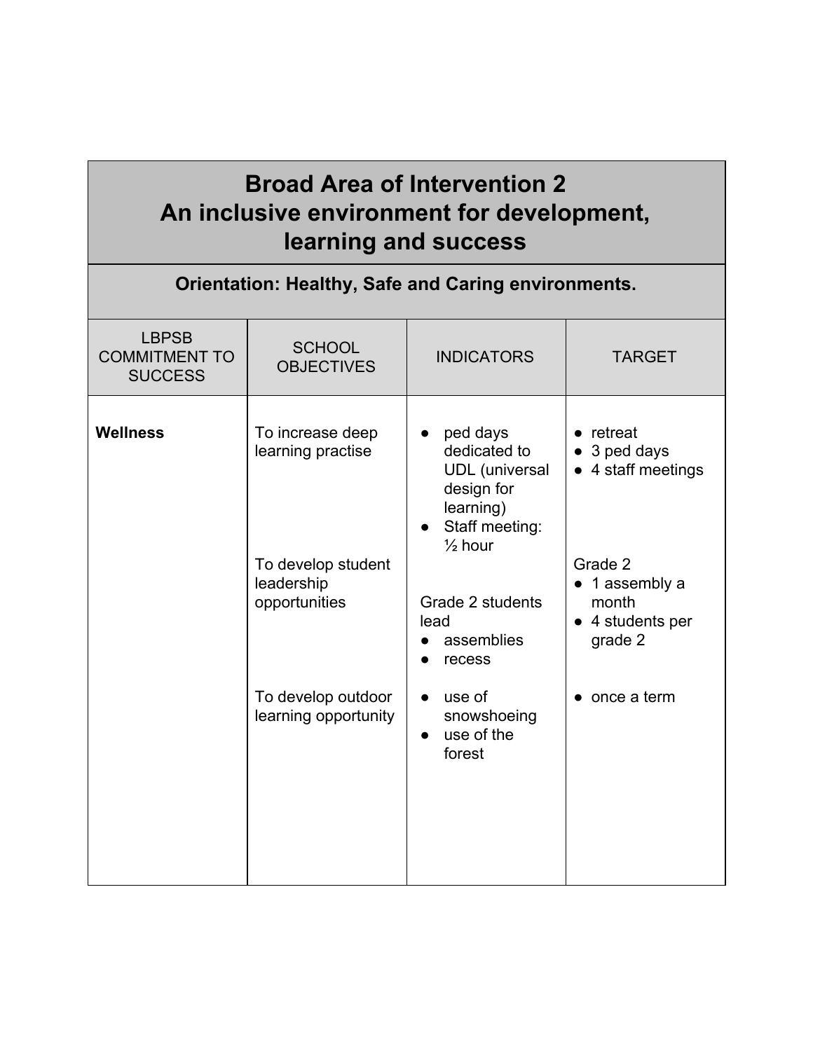| Broad Area of Intervention 2<br>An inclusive environment for development, learning and success | | | |
|---|---|---|---|
| **Orientation: Healthy, Safe and Caring environments.** | | | |
| LBPSB COMMITMENT TO SUCCESS | SCHOOL OBJECTIVES | INDICATORS | TARGET |
| **Wellness** | To increase deep learning practise | • ped days dedicated to UDL (universal design for learning)<br>• Staff meeting: ½ hour | • retreat<br>• 3 ped days<br>• 4 staff meetings |
| | To develop student leadership opportunities | Grade 2 students lead<br>• assemblies<br>• recess | Grade 2<br>• 1 assembly a month<br>• 4 students per grade 2 |
| | To develop outdoor learning opportunity | • use of snowshoeing<br>• use of the forest | • once a term |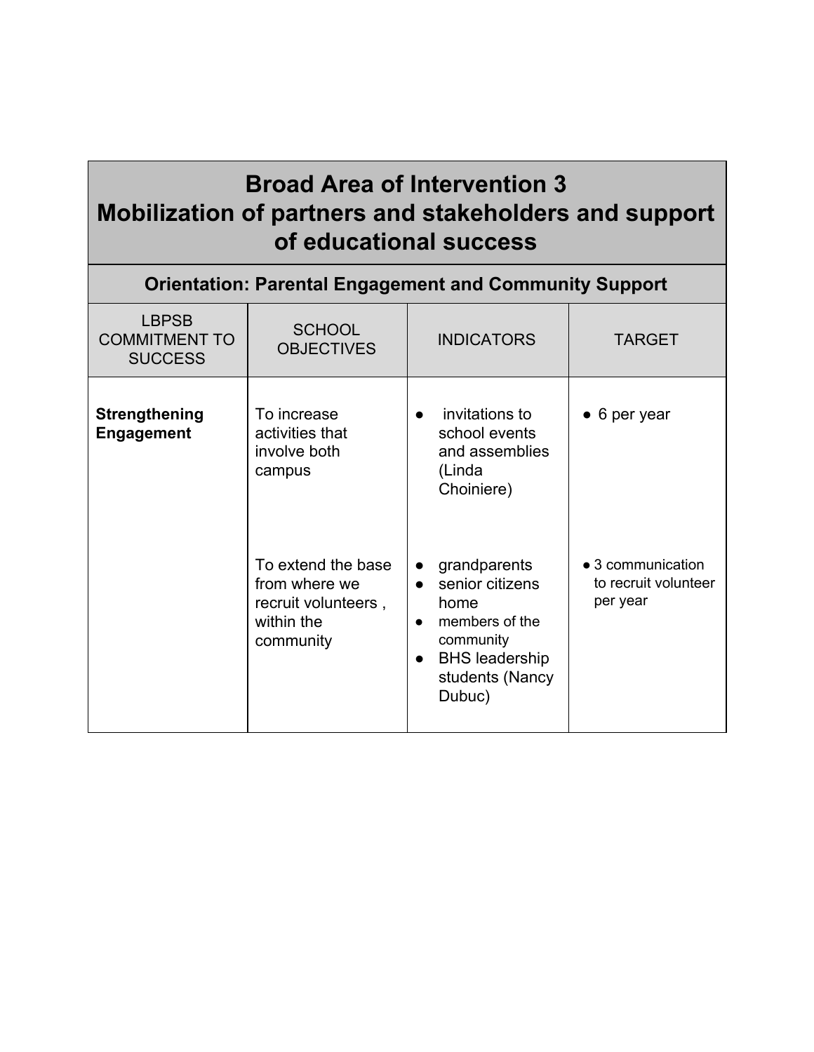## Broad Area of Intervention 3
## Mobilization of partners and stakeholders and support of educational success

### Orientation: Parental Engagement and Community Support

| LBPSB COMMITMENT TO SUCCESS | SCHOOL OBJECTIVES | INDICATORS | TARGET |
|---|---|---|---|
| **Strengthening Engagement** | To increase activities that involve both campus | • invitations to school events and assemblies (Linda Choiniere) | • 6 per year |
| | To extend the base from where we recruit volunteers , within the community | • grandparents<br>• senior citizens home<br>• members of the community<br>• BHS leadership students (Nancy Dubuc) | • 3 communication to recruit volunteer per year |